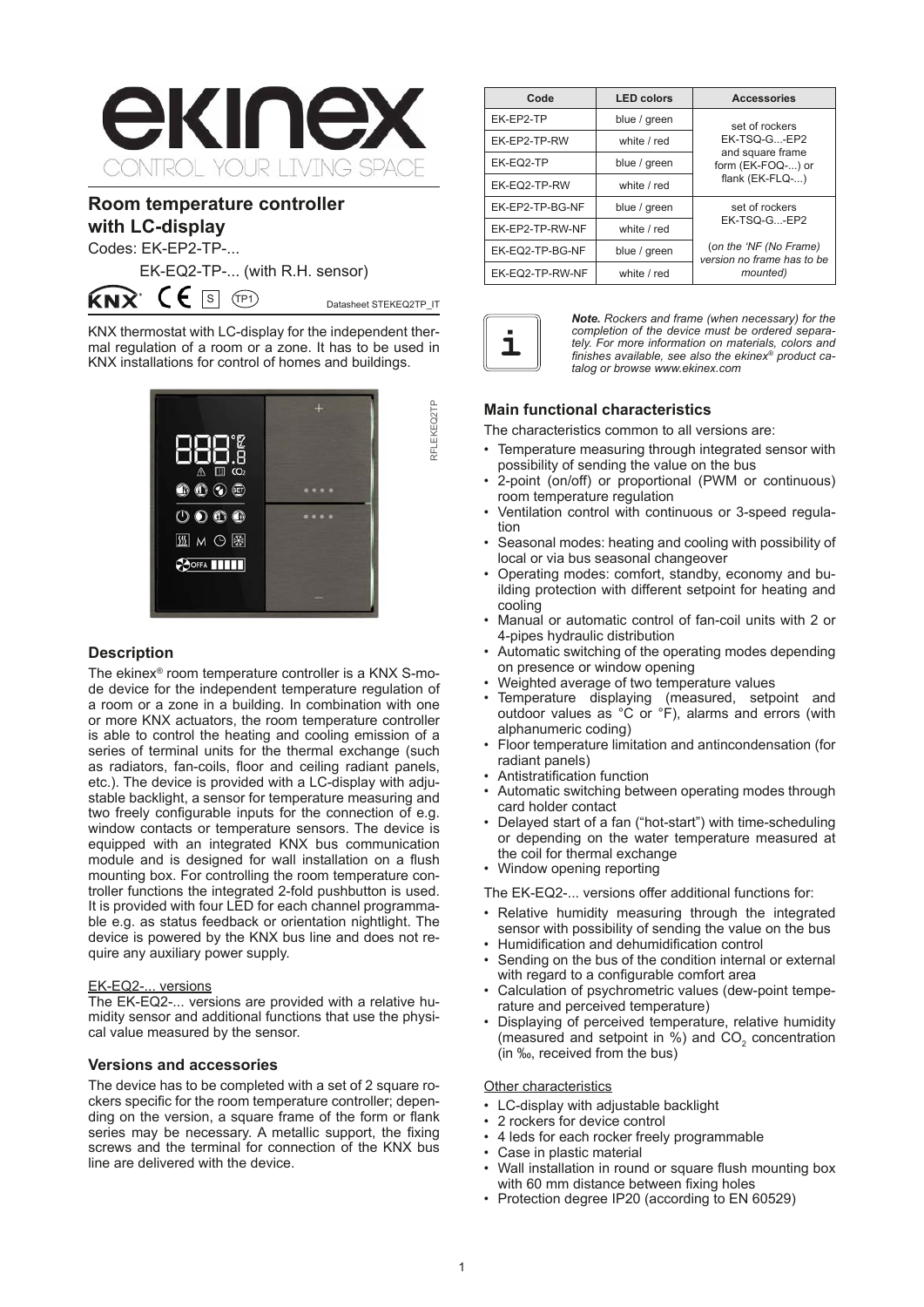# Room temperature controller with LC-display

Codes: EK-EP2-TP-...

EK-EQ2-TP-... (with R.H. sensor)

Datasheet STEKEQ2TP_IT

KNX thermostat with LC-display for the independent thermal regulation of a room or a zone. It has to be used in KNX installations for control of homes and buildings.

RFLEKEQ2TP

## Description

The ekinex® room temperature controller is a KNX S-mode device for the independent temperature regulation of a room or a zone in a building. In combination with one or more KNX actuators, the room temperature controller is able to control the heating and cooling emission of a series of terminal units for the thermal exchange (such as radiators, fan-coils, floor and ceiling radiant panels, etc.). The device is provided with a LC-display with adjustable backlight, a sensor for temperature measuring and two freely configurable inputs for the connection of e.g. window contacts or temperature sensors. The device is equipped with an integrated KNX bus communication module and is designed for wall installation on a flush mounting box. For controlling the room temperature controller functions the integrated 2-fold pushbutton is used. It is provided with four LED for each channel programmable e.g. as status feedback or orientation nightlight. The device is powered by the KNX bus line and does not require any auxiliary power supply.

EK-EQ2-... versions

The EK-EQ2-... versions are provided with a relative humidity sensor and additional functions that use the physical value measured by the sensor.

## Versions and accessories

The device has to be completed with a set of 2 square rockers specific for the room temperature controller; depending on the version, a square frame of the form or flank series may be necessary. A metallic support, the fixing screws and the terminal for connection of the KNX bus line are delivered with the device.

| Code | LED colors | Accessories |
|---|---|---|
| EK-EP2-TP | blue / green | set of rockers EK-TSQ-G...-EP2 and square frame form (EK-FOQ-...) or flank (EK-FLQ-...) |
| EK-EP2-TP-RW | white / red | |
| EK-EQ2-TP | blue / green | |
| EK-EQ2-TP-RW | white / red | |
| EK-EP2-TP-BG-NF | blue / green | set of rockers EK-TSQ-G...-EP2 (*on the 'NF (No Frame) version no frame has to be mounted*) |
| EK-EP2-TP-RW-NF | white / red | |
| EK-EQ2-TP-BG-NF | blue / green | |
| EK-EQ2-TP-RW-NF | white / red | |

***Note.*** *Rockers and frame (when necessary) for the completion of the device must be ordered separately. For more information on materials, colors and finishes available, see also the ekinex® product catalog or browse www.ekinex.com*

## Main functional characteristics

The characteristics common to all versions are:

- Temperature measuring through integrated sensor with possibility of sending the value on the bus
- 2-point (on/off) or proportional (PWM or continuous) room temperature regulation
- Ventilation control with continuous or 3-speed regulation
- Seasonal modes: heating and cooling with possibility of local or via bus seasonal changeover
- Operating modes: comfort, standby, economy and building protection with different setpoint for heating and cooling
- Manual or automatic control of fan-coil units with 2 or 4-pipes hydraulic distribution
- Automatic switching of the operating modes depending on presence or window opening
- Weighted average of two temperature values
- Temperature displaying (measured, setpoint and outdoor values as °C or °F), alarms and errors (with alphanumeric coding)
- Floor temperature limitation and antincondensation (for radiant panels)
- Antistratification function
- Automatic switching between operating modes through card holder contact
- Delayed start of a fan ("hot-start") with time-scheduling or depending on the water temperature measured at the coil for thermal exchange
- Window opening reporting

The EK-EQ2-... versions offer additional functions for:

- Relative humidity measuring through the integrated sensor with possibility of sending the value on the bus
- Humidification and dehumidification control
- Sending on the bus of the condition internal or external with regard to a configurable comfort area
- Calculation of psychrometric values (dew-point temperature and perceived temperature)
- Displaying of perceived temperature, relative humidity (measured and setpoint in %) and $CO_2$ concentration (in ‰, received from the bus)

Other characteristics

- LC-display with adjustable backlight
- 2 rockers for device control
- 4 leds for each rocker freely programmable
- Case in plastic material
- Wall installation in round or square flush mounting box with 60 mm distance between fixing holes
- Protection degree IP20 (according to EN 60529)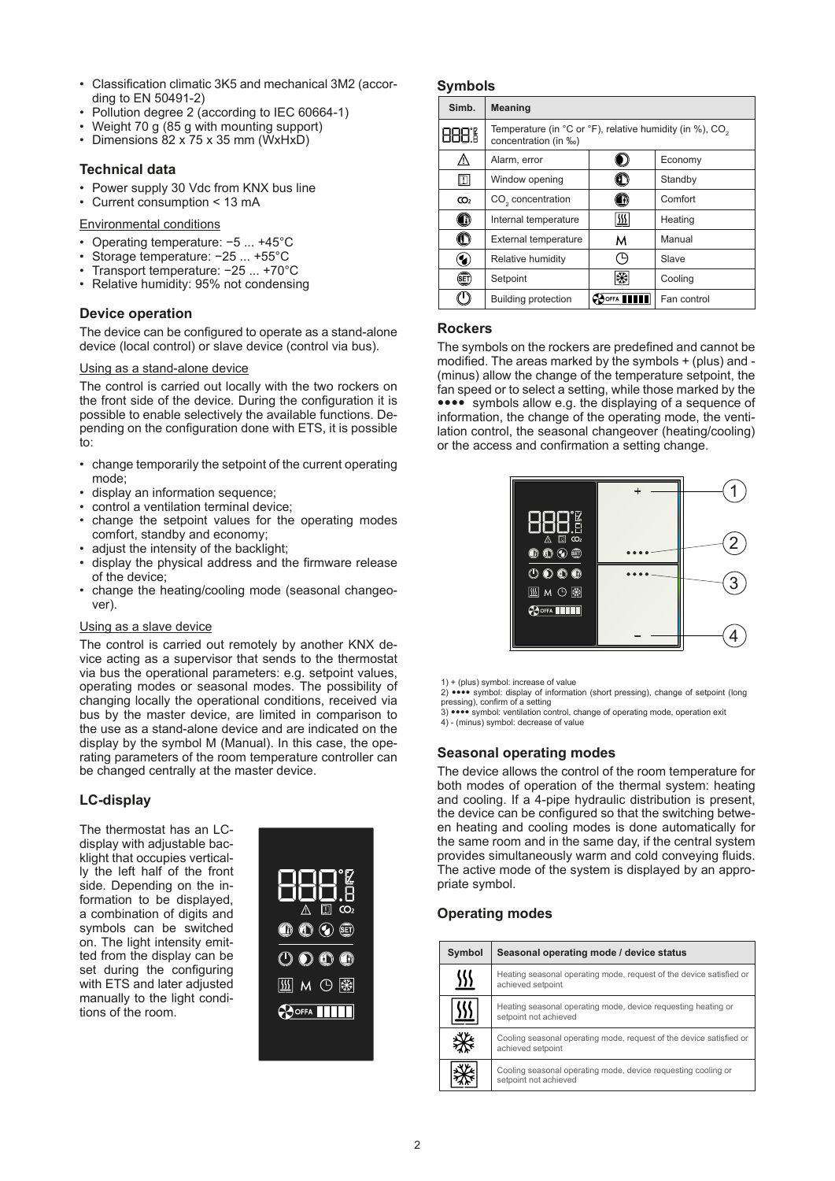- Classification climatic 3K5 and mechanical 3M2 (according to EN 50491-2)
- Pollution degree 2 (according to IEC 60664-1)
- Weight 70 g (85 g with mounting support)
- Dimensions 82 x 75 x 35 mm (WxHxD)

### Technical data

- Power supply 30 Vdc from KNX bus line
- Current consumption < 13 mA

Environmental conditions

- Operating temperature: −5 ... +45°C
- Storage temperature: −25 ... +55°C
- Transport temperature: −25 ... +70°C
- Relative humidity: 95% not condensing

### Device operation

The device can be configured to operate as a stand-alone device (local control) or slave device (control via bus).

Using as a stand-alone device

The control is carried out locally with the two rockers on the front side of the device. During the configuration it is possible to enable selectively the available functions. Depending on the configuration done with ETS, it is possible to:

- change temporarily the setpoint of the current operating mode;
- display an information sequence;
- control a ventilation terminal device;
- change the setpoint values for the operating modes comfort, standby and economy;
- adjust the intensity of the backlight;
- display the physical address and the firmware release of the device;
- change the heating/cooling mode (seasonal changeover).

Using as a slave device

The control is carried out remotely by another KNX device acting as a supervisor that sends to the thermostat via bus the operational parameters: e.g. setpoint values, operating modes or seasonal modes. The possibility of changing locally the operational conditions, received via bus by the master device, are limited in comparison to the use as a stand-alone device and are indicated on the display by the symbol M (Manual). In this case, the operating parameters of the room temperature controller can be changed centrally at the master device.

### LC-display

The thermostat has an LC-display with adjustable backlight that occupies vertically the left half of the front side. Depending on the information to be displayed, a combination of digits and symbols can be switched on. The light intensity emitted from the display can be set during the configuring with ETS and later adjusted manually to the light conditions of the room.

### Symbols

| Simb. | Meaning | | |
|---|---|---|---|
| 888 | Temperature (in °C or °F), relative humidity (in %), $CO_2$ concentration (in ‰) | | |
| ⚠ | Alarm, error | | Economy |
| | Window opening | | Standby |
| $CO_2$ | $CO_2$ concentration | | Comfort |
| | Internal temperature | | Heating |
| | External temperature | M | Manual |
| | Relative humidity | | Slave |
| SET | Setpoint | | Cooling |
| | Building protection | OFFA | Fan control |

### Rockers

The symbols on the rockers are predefined and cannot be modified. The areas marked by the symbols + (plus) and - (minus) allow the change of the temperature setpoint, the fan speed or to select a setting, while those marked by the •••• symbols allow e.g. the displaying of a sequence of information, the change of the operating mode, the ventilation control, the seasonal changeover (heating/cooling) or the access and confirmation a setting change.

1) + (plus) symbol: increase of value
2) •••• symbol: display of information (short pressing), change of setpoint (long pressing), confirm of a setting
3) •••• symbol: ventilation control, change of operating mode, operation exit
4) - (minus) symbol: decrease of value

### Seasonal operating modes

The device allows the control of the room temperature for both modes of operation of the thermal system: heating and cooling. If a 4-pipe hydraulic distribution is present, the device can be configured so that the switching between heating and cooling modes is done automatically for the same room and in the same day, if the central system provides simultaneously warm and cold conveying fluids. The active mode of the system is displayed by an appropriate symbol.

### Operating modes

| Symbol | Seasonal operating mode / device status |
|---|---|
| | Heating seasonal operating mode, request of the device satisfied or achieved setpoint |
| | Heating seasonal operating mode, device requesting heating or setpoint not achieved |
| | Cooling seasonal operating mode, request of the device satisfied or achieved setpoint |
| | Cooling seasonal operating mode, device requesting cooling or setpoint not achieved |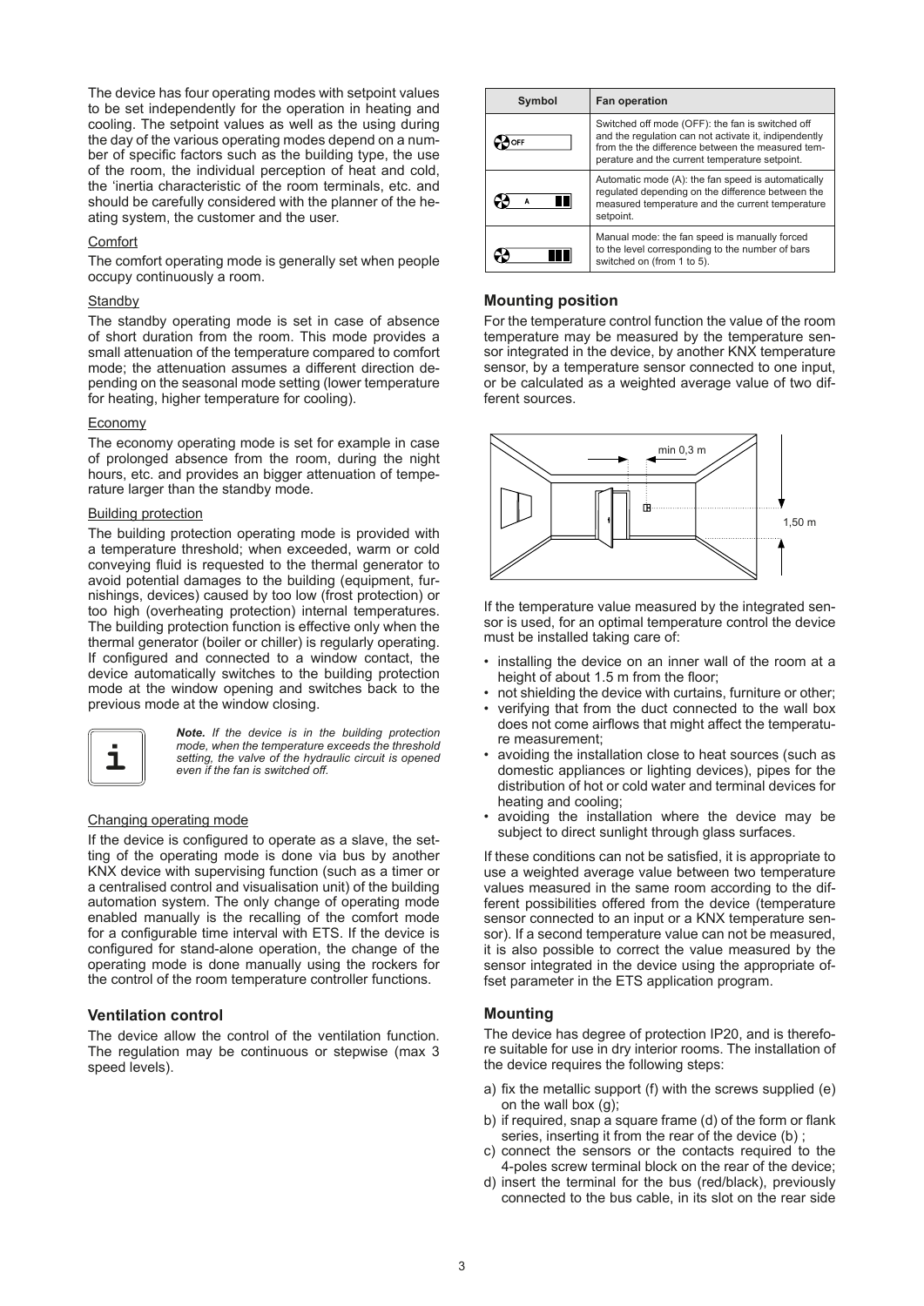The device has four operating modes with setpoint values to be set independently for the operation in heating and cooling. The setpoint values as well as the using during the day of the various operating modes depend on a number of specific factors such as the building type, the use of the room, the individual perception of heat and cold, the 'inertia characteristic of the room terminals, etc. and should be carefully considered with the planner of the heating system, the customer and the user.

Comfort

The comfort operating mode is generally set when people occupy continuously a room.

Standby

The standby operating mode is set in case of absence of short duration from the room. This mode provides a small attenuation of the temperature compared to comfort mode; the attenuation assumes a different direction depending on the seasonal mode setting (lower temperature for heating, higher temperature for cooling).

Economy

The economy operating mode is set for example in case of prolonged absence from the room, during the night hours, etc. and provides an bigger attenuation of temperature larger than the standby mode.

Building protection

The building protection operating mode is provided with a temperature threshold; when exceeded, warm or cold conveying fluid is requested to the thermal generator to avoid potential damages to the building (equipment, furnishings, devices) caused by too low (frost protection) or too high (overheating protection) internal temperatures. The building protection function is effective only when the thermal generator (boiler or chiller) is regularly operating. If configured and connected to a window contact, the device automatically switches to the building protection mode at the window opening and switches back to the previous mode at the window closing.

***Note.*** *If the device is in the building protection mode, when the temperature exceeds the threshold setting, the valve of the hydraulic circuit is opened even if the fan is switched off.*

Changing operating mode

If the device is configured to operate as a slave, the setting of the operating mode is done via bus by another KNX device with supervising function (such as a timer or a centralised control and visualisation unit) of the building automation system. The only change of operating mode enabled manually is the recalling of the comfort mode for a configurable time interval with ETS. If the device is configured for stand-alone operation, the change of the operating mode is done manually using the rockers for the control of the room temperature controller functions.

### Ventilation control

The device allow the control of the ventilation function. The regulation may be continuous or stepwise (max 3 speed levels).

| Symbol | Fan operation |
|---|---|
| OFF | Switched off mode (OFF): the fan is switched off and the regulation can not activate it, independently from the the difference between the measured temperature and the current temperature setpoint. |
| A | Automatic mode (A): the fan speed is automatically regulated depending on the difference between the measured temperature and the current temperature setpoint. |
| | Manual mode: the fan speed is manually forced to the level corresponding to the number of bars switched on (from 1 to 5). |

### Mounting position

For the temperature control function the value of the room temperature may be measured by the temperature sensor integrated in the device, by another KNX temperature sensor, by a temperature sensor connected to one input, or be calculated as a weighted average value of two different sources.

min 0,3 m

1,50 m

If the temperature value measured by the integrated sensor is used, for an optimal temperature control the device must be installed taking care of:

- installing the device on an inner wall of the room at a height of about 1.5 m from the floor;
- not shielding the device with curtains, furniture or other;
- verifying that from the duct connected to the wall box does not come airflows that might affect the temperature measurement;
- avoiding the installation close to heat sources (such as domestic appliances or lighting devices), pipes for the distribution of hot or cold water and terminal devices for heating and cooling;
- avoiding the installation where the device may be subject to direct sunlight through glass surfaces.

If these conditions can not be satisfied, it is appropriate to use a weighted average value between two temperature values measured in the same room according to the different possibilities offered from the device (temperature sensor connected to an input or a KNX temperature sensor). If a second temperature value can not be measured, it is also possible to correct the value measured by the sensor integrated in the device using the appropriate offset parameter in the ETS application program.

### Mounting

The device has degree of protection IP20, and is therefore suitable for use in dry interior rooms. The installation of the device requires the following steps:

a) fix the metallic support (f) with the screws supplied (e) on the wall box (g);
b) if required, snap a square frame (d) of the form or flank series, inserting it from the rear of the device (b) ;
c) connect the sensors or the contacts required to the 4-poles screw terminal block on the rear of the device;
d) insert the terminal for the bus (red/black), previously connected to the bus cable, in its slot on the rear side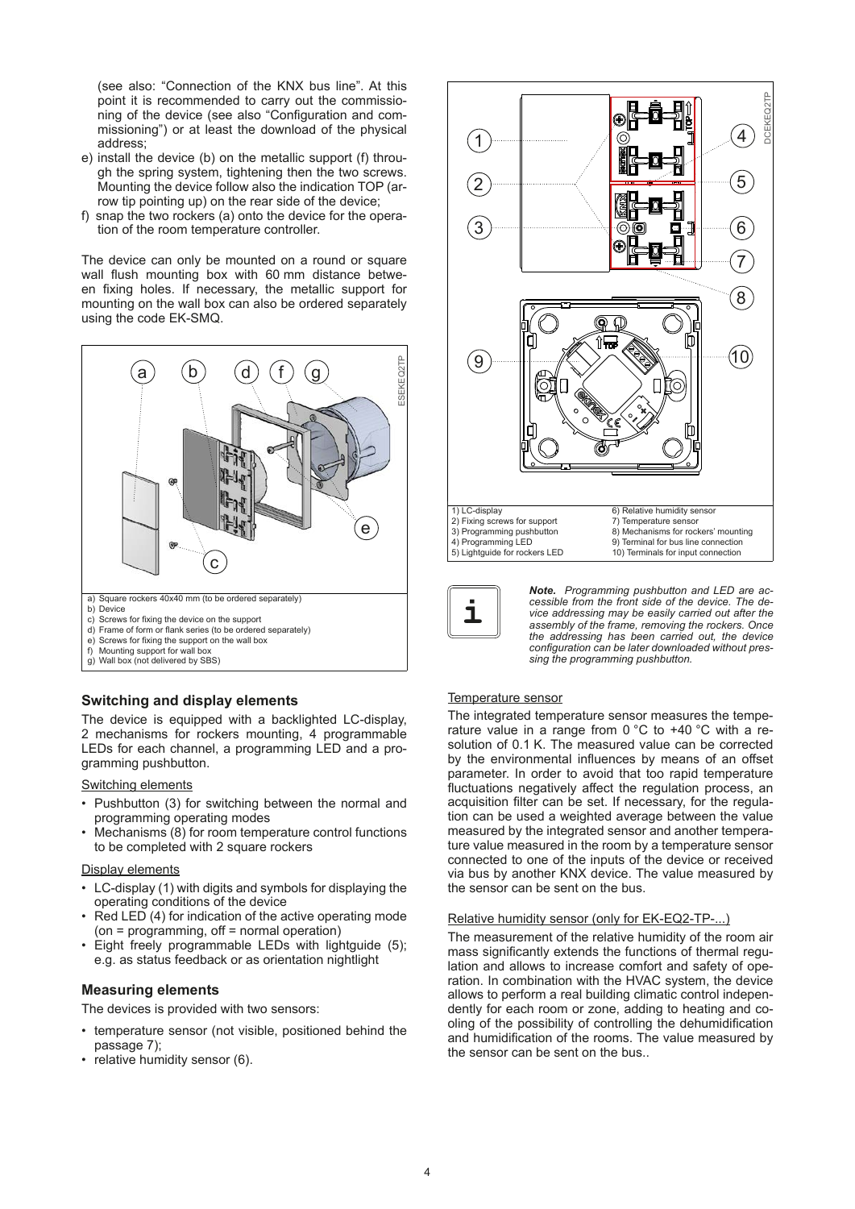(see also: "Connection of the KNX bus line". At this point it is recommended to carry out the commissioning of the device (see also "Configuration and commissioning") or at least the download of the physical address;

e) install the device (b) on the metallic support (f) through the spring system, tightening then the two screws. Mounting the device follow also the indication TOP (arrow tip pointing up) on the rear side of the device;

f) snap the two rockers (a) onto the device for the operation of the room temperature controller.

The device can only be mounted on a round or square wall flush mounting box with 60 mm distance between fixing holes. If necessary, the metallic support for mounting on the wall box can also be ordered separately using the code EK-SMQ.

a) Square rockers 40x40 mm (to be ordered separately)
b) Device
c) Screws for fixing the device on the support
d) Frame of form or flank series (to be ordered separately)
e) Screws for fixing the support on the wall box
f) Mounting support for wall box
g) Wall box (not delivered by SBS)

## Switching and display elements

The device is equipped with a backlighted LC-display, 2 mechanisms for rockers mounting, 4 programmable LEDs for each channel, a programming LED and a programming pushbutton.

Switching elements

- Pushbutton (3) for switching between the normal and programming operating modes
- Mechanisms (8) for room temperature control functions to be completed with 2 square rockers

Display elements

- LC-display (1) with digits and symbols for displaying the operating conditions of the device
- Red LED (4) for indication of the active operating mode (on = programming, off = normal operation)
- Eight freely programmable LEDs with lightguide (5); e.g. as status feedback or as orientation nightlight

## Measuring elements

The devices is provided with two sensors:

- temperature sensor (not visible, positioned behind the passage 7);
- relative humidity sensor (6).

| | |
|---|---|
| 1) LC-display | 6) Relative humidity sensor |
| 2) Fixing screws for support | 7) Temperature sensor |
| 3) Programming pushbutton | 8) Mechanisms for rockers' mounting |
| 4) Programming LED | 9) Terminal for bus line connection |
| 5) Lightguide for rockers LED | 10) Terminals for input connection |

***Note.*** *Programming pushbutton and LED are accessible from the front side of the device. The device addressing may be easily carried out after the assembly of the frame, removing the rockers. Once the addressing has been carried out, the device configuration can be later downloaded without pressing the programming pushbutton.*

Temperature sensor

The integrated temperature sensor measures the temperature value in a range from 0 °C to +40 °C with a resolution of 0.1 K. The measured value can be corrected by the environmental influences by means of an offset parameter. In order to avoid that too rapid temperature fluctuations negatively affect the regulation process, an acquisition filter can be set. If necessary, for the regulation can be used a weighted average between the value measured by the integrated sensor and another temperature value measured in the room by a temperature sensor connected to one of the inputs of the device or received via bus by another KNX device. The value measured by the sensor can be sent on the bus.

Relative humidity sensor (only for EK-EQ2-TP-...)

The measurement of the relative humidity of the room air mass significantly extends the functions of thermal regulation and allows to increase comfort and safety of operation. In combination with the HVAC system, the device allows to perform a real building climatic control independently for each room or zone, adding to heating and cooling of the possibility of controlling the dehumidification and humidification of the rooms. The value measured by the sensor can be sent on the bus..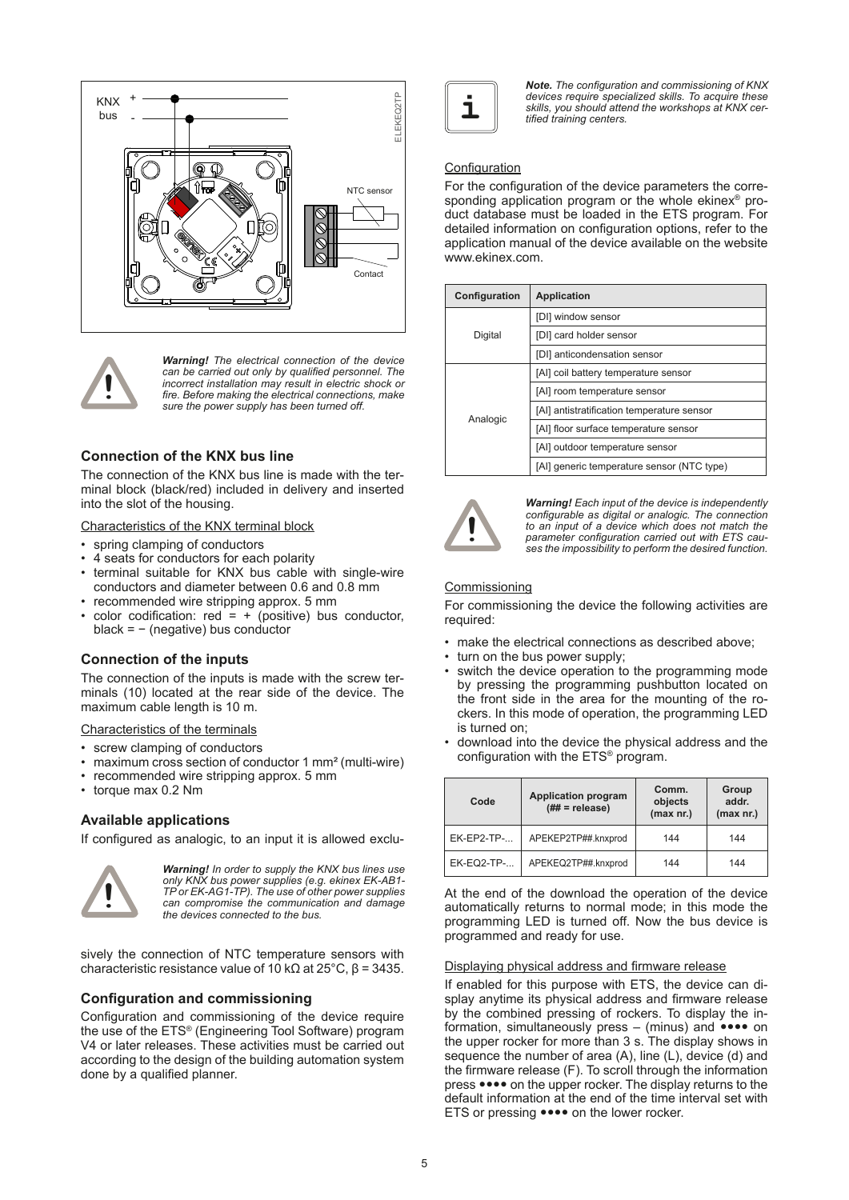KNX bus + -

ELEKEQ2TP

NTC sensor

Contact

*__Warning!__ The electrical connection of the device can be carried out only by qualified personnel. The incorrect installation may result in electric shock or fire. Before making the electrical connections, make sure the power supply has been turned off.*

### Connection of the KNX bus line

The connection of the KNX bus line is made with the terminal block (black/red) included in delivery and inserted into the slot of the housing.

Characteristics of the KNX terminal block

- spring clamping of conductors
- 4 seats for conductors for each polarity
- terminal suitable for KNX bus cable with single-wire conductors and diameter between 0.6 and 0.8 mm
- recommended wire stripping approx. 5 mm
- color codification: red = + (positive) bus conductor, black = − (negative) bus conductor

### Connection of the inputs

The connection of the inputs is made with the screw terminals (10) located at the rear side of the device. The maximum cable length is 10 m.

Characteristics of the terminals

- screw clamping of conductors
- maximum cross section of conductor 1 mm² (multi-wire)
- recommended wire stripping approx. 5 mm
- torque max 0.2 Nm

### Available applications

If configured as analogic, to an input it is allowed exclusively the connection of NTC temperature sensors with characteristic resistance value of 10 kΩ at 25°C, β = 3435.

*__Warning!__ In order to supply the KNX bus lines use only KNX bus power supplies (e.g. ekinex EK-AB1-TP or EK-AG1-TP). The use of other power supplies can compromise the communication and damage the devices connected to the bus.*

### Configuration and commissioning

Configuration and commissioning of the device require the use of the ETS® (Engineering Tool Software) program V4 or later releases. These activities must be carried out according to the design of the building automation system done by a qualified planner.

*__Note.__ The configuration and commissioning of KNX devices require specialized skills. To acquire these skills, you should attend the workshops at KNX certified training centers.*

Configuration

For the configuration of the device parameters the corresponding application program or the whole ekinex® product database must be loaded in the ETS program. For detailed information on configuration options, refer to the application manual of the device available on the website www.ekinex.com.

| Configuration | Application |
|---|---|
| Digital | [DI] window sensor |
| | [DI] card holder sensor |
| | [DI] anticondensation sensor |
| Analogic | [AI] coil battery temperature sensor |
| | [AI] room temperature sensor |
| | [AI] antistratification temperature sensor |
| | [AI] floor surface temperature sensor |
| | [AI] outdoor temperature sensor |
| | [AI] generic temperature sensor (NTC type) |

*__Warning!__ Each input of the device is independently configurable as digital or analogic. The connection to an input of a device which does not match the parameter configuration carried out with ETS causes the impossibility to perform the desired function.*

Commissioning

For commissioning the device the following activities are required:

- make the electrical connections as described above;
- turn on the bus power supply;
- switch the device operation to the programming mode by pressing the programming pushbutton located on the front side in the area for the mounting of the rockers. In this mode of operation, the programming LED is turned on;
- download into the device the physical address and the configuration with the ETS® program.

| Code | Application program (## = release) | Comm. objects (max nr.) | Group addr. (max nr.) |
|---|---|---|---|
| EK-EP2-TP-... | APEKEP2TP##.knxprod | 144 | 144 |
| EK-EQ2-TP-... | APEKEQ2TP##.knxprod | 144 | 144 |

At the end of the download the operation of the device automatically returns to normal mode; in this mode the programming LED is turned off. Now the bus device is programmed and ready for use.

Displaying physical address and firmware release

If enabled for this purpose with ETS, the device can display anytime its physical address and firmware release by the combined pressing of rockers. To display the information, simultaneously press – (minus) and •••• on the upper rocker for more than 3 s. The display shows in sequence the number of area (A), line (L), device (d) and the firmware release (F). To scroll through the information press •••• on the upper rocker. The display returns to the default information at the end of the time interval set with ETS or pressing •••• on the lower rocker.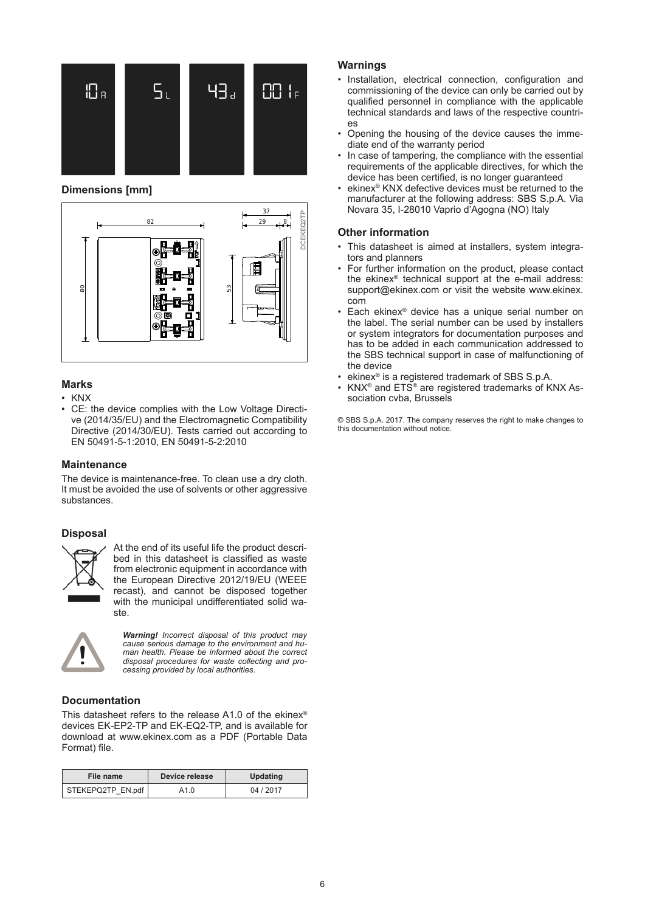10 A 5 L 43 d 001 F

## Dimensions [mm]

82
80
37
29
8
53
DCEKEQ2TP

## Marks

- KNX
- CE: the device complies with the Low Voltage Directive (2014/35/EU) and the Electromagnetic Compatibility Directive (2014/30/EU). Tests carried out according to EN 50491-5-1:2010, EN 50491-5-2:2010

## Maintenance

The device is maintenance-free. To clean use a dry cloth. It must be avoided the use of solvents or other aggressive substances.

## Disposal

At the end of its useful life the product described in this datasheet is classified as waste from electronic equipment in accordance with the European Directive 2012/19/EU (WEEE recast), and cannot be disposed together with the municipal undifferentiated solid waste.

***Warning!*** *Incorrect disposal of this product may cause serious damage to the environment and human health. Please be informed about the correct disposal procedures for waste collecting and processing provided by local authorities.*

## Documentation

This datasheet refers to the release A1.0 of the ekinex® devices EK-EP2-TP and EK-EQ2-TP, and is available for download at www.ekinex.com as a PDF (Portable Data Format) file.

| File name | Device release | Updating |
|---|---|---|
| STEKEPQ2TP_EN.pdf | A1.0 | 04 / 2017 |

## Warnings

- Installation, electrical connection, configuration and commissioning of the device can only be carried out by qualified personnel in compliance with the applicable technical standards and laws of the respective countries
- Opening the housing of the device causes the immediate end of the warranty period
- In case of tampering, the compliance with the essential requirements of the applicable directives, for which the device has been certified, is no longer guaranteed
- ekinex® KNX defective devices must be returned to the manufacturer at the following address: SBS S.p.A. Via Novara 35, I-28010 Vaprio d'Agogna (NO) Italy

## Other information

- This datasheet is aimed at installers, system integrators and planners
- For further information on the product, please contact the ekinex® technical support at the e-mail address: support@ekinex.com or visit the website www.ekinex.com
- Each ekinex® device has a unique serial number on the label. The serial number can be used by installers or system integrators for documentation purposes and has to be added in each communication addressed to the SBS technical support in case of malfunctioning of the device
- ekinex® is a registered trademark of SBS S.p.A.
- KNX® and ETS® are registered trademarks of KNX Association cvba, Brussels

© SBS S.p.A. 2017. The company reserves the right to make changes to this documentation without notice.